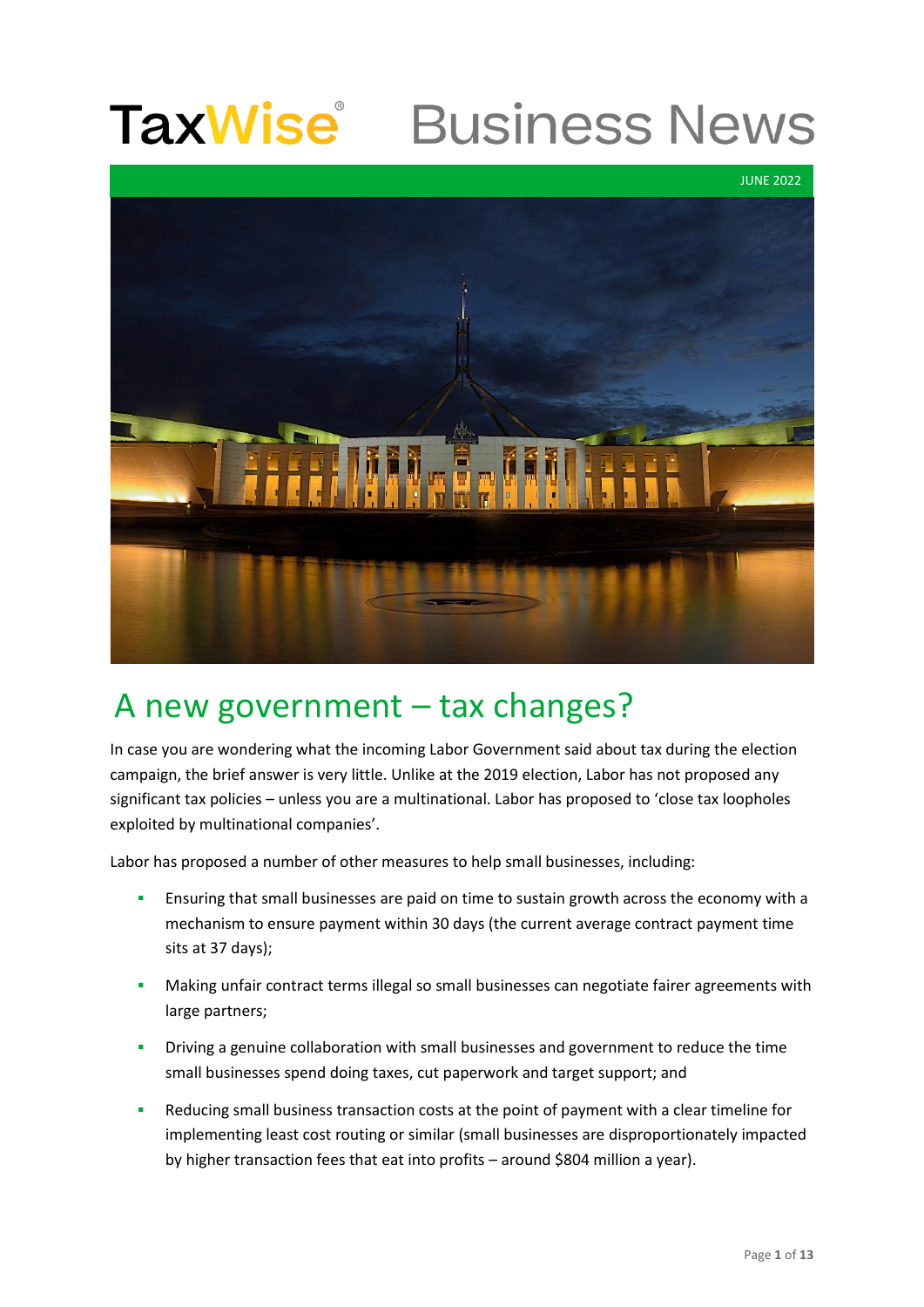# TaxWise® Business News

JUNE 2022

## A new government – tax changes?

In case you are wondering what the incoming Labor Government said about tax during the election campaign, the brief answer is very little. Unlike at the 2019 election, Labor has not proposed any significant tax policies – unless you are a multinational. Labor has proposed to 'close tax loopholes exploited by multinational companies'.

Labor has proposed a number of other measures to help small businesses, including:

- Ensuring that small businesses are paid on time to sustain growth across the economy with a mechanism to ensure payment within 30 days (the current average contract payment time sits at 37 days);
- Making unfair contract terms illegal so small businesses can negotiate fairer agreements with large partners;
- Driving a genuine collaboration with small businesses and government to reduce the time small businesses spend doing taxes, cut paperwork and target support; and
- Reducing small business transaction costs at the point of payment with a clear timeline for implementing least cost routing or similar (small businesses are disproportionately impacted by higher transaction fees that eat into profits – around $804 million a year).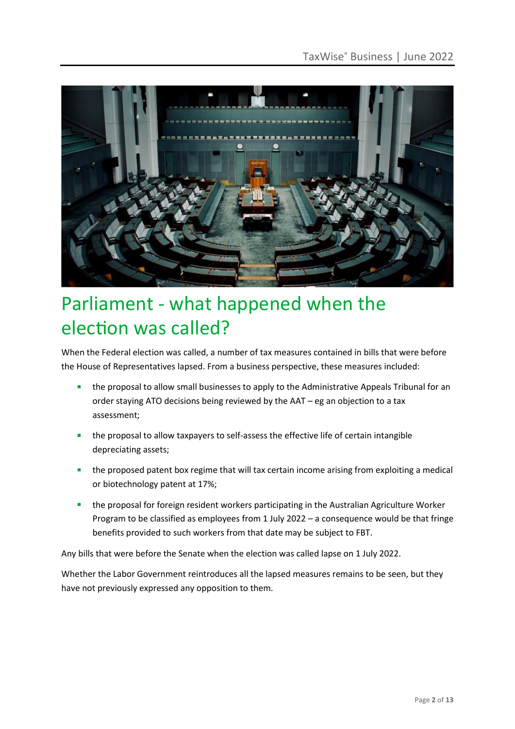# Parliament - what happened when the election was called?

When the Federal election was called, a number of tax measures contained in bills that were before the House of Representatives lapsed. From a business perspective, these measures included:

- the proposal to allow small businesses to apply to the Administrative Appeals Tribunal for an order staying ATO decisions being reviewed by the AAT – eg an objection to a tax assessment;
- the proposal to allow taxpayers to self-assess the effective life of certain intangible depreciating assets;
- the proposed patent box regime that will tax certain income arising from exploiting a medical or biotechnology patent at 17%;
- the proposal for foreign resident workers participating in the Australian Agriculture Worker Program to be classified as employees from 1 July 2022 – a consequence would be that fringe benefits provided to such workers from that date may be subject to FBT.

Any bills that were before the Senate when the election was called lapse on 1 July 2022.

Whether the Labor Government reintroduces all the lapsed measures remains to be seen, but they have not previously expressed any opposition to them.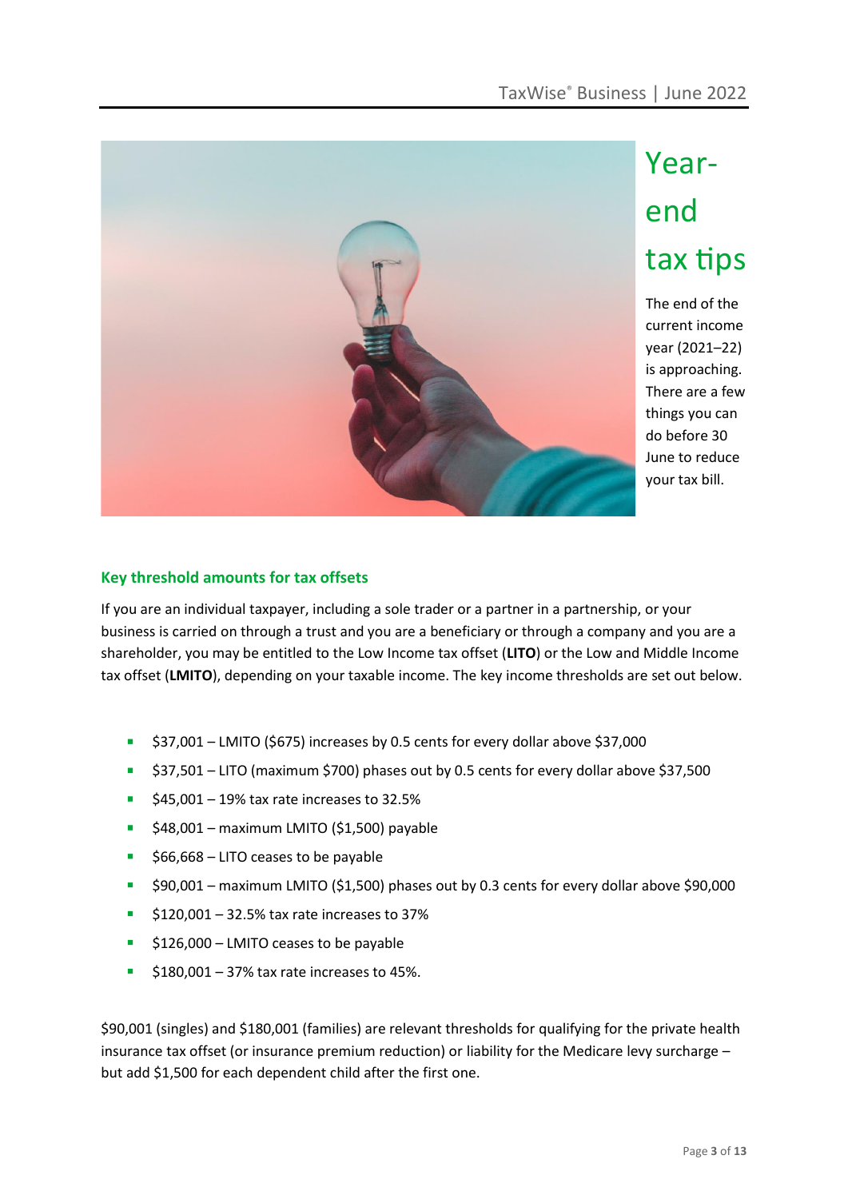# Year-end tax tips

The end of the current income year (2021–22) is approaching. There are a few things you can do before 30 June to reduce your tax bill.

## Key threshold amounts for tax offsets

If you are an individual taxpayer, including a sole trader or a partner in a partnership, or your business is carried on through a trust and you are a beneficiary or through a company and you are a shareholder, you may be entitled to the Low Income tax offset (**LITO**) or the Low and Middle Income tax offset (**LMITO**), depending on your taxable income. The key income thresholds are set out below.

- $37,001 – LMITO ($675) increases by 0.5 cents for every dollar above $37,000
- $37,501 – LITO (maximum $700) phases out by 0.5 cents for every dollar above $37,500
- $45,001 – 19% tax rate increases to 32.5%
- $48,001 – maximum LMITO ($1,500) payable
- $66,668 – LITO ceases to be payable
- $90,001 – maximum LMITO ($1,500) phases out by 0.3 cents for every dollar above $90,000
- $120,001 – 32.5% tax rate increases to 37%
- $126,000 – LMITO ceases to be payable
- $180,001 – 37% tax rate increases to 45%.

$90,001 (singles) and $180,001 (families) are relevant thresholds for qualifying for the private health insurance tax offset (or insurance premium reduction) or liability for the Medicare levy surcharge – but add $1,500 for each dependent child after the first one.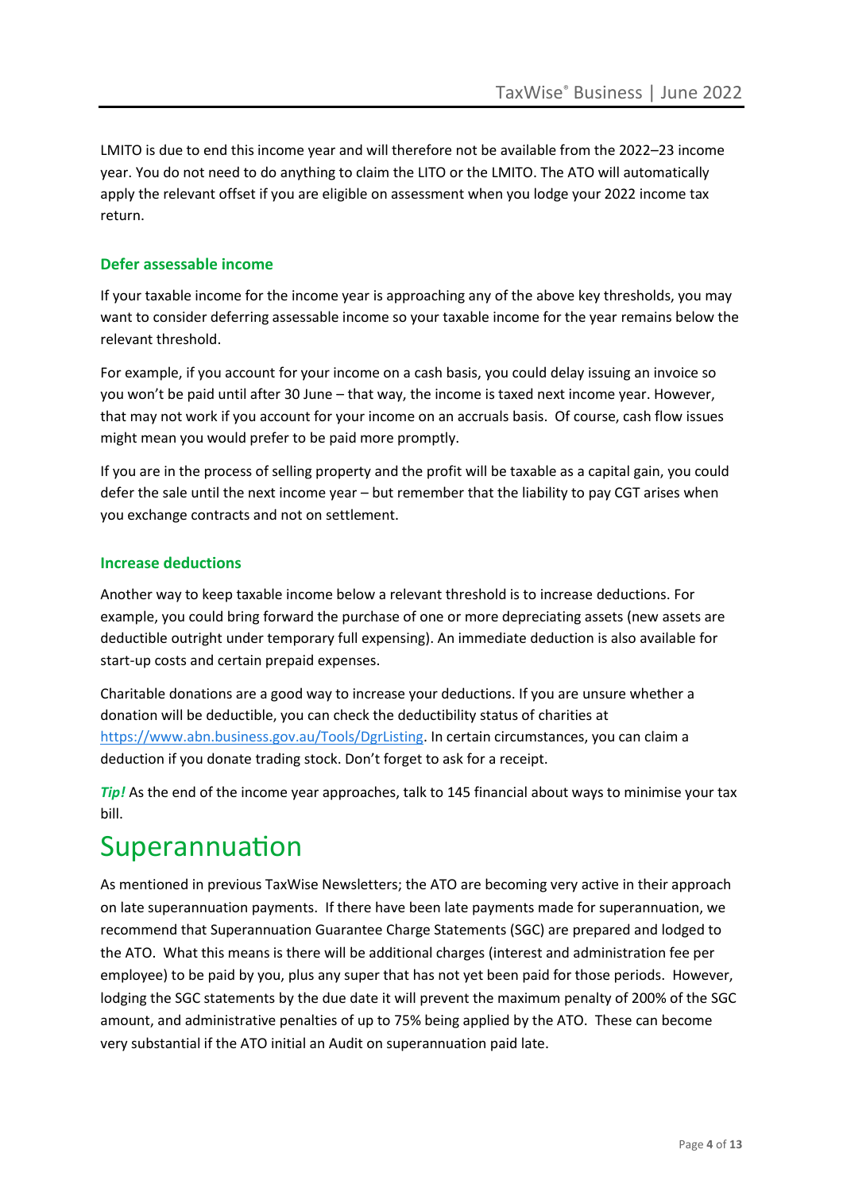LMITO is due to end this income year and will therefore not be available from the 2022–23 income year. You do not need to do anything to claim the LITO or the LMITO. The ATO will automatically apply the relevant offset if you are eligible on assessment when you lodge your 2022 income tax return.

### Defer assessable income

If your taxable income for the income year is approaching any of the above key thresholds, you may want to consider deferring assessable income so your taxable income for the year remains below the relevant threshold.

For example, if you account for your income on a cash basis, you could delay issuing an invoice so you won't be paid until after 30 June – that way, the income is taxed next income year. However, that may not work if you account for your income on an accruals basis. Of course, cash flow issues might mean you would prefer to be paid more promptly.

If you are in the process of selling property and the profit will be taxable as a capital gain, you could defer the sale until the next income year – but remember that the liability to pay CGT arises when you exchange contracts and not on settlement.

### Increase deductions

Another way to keep taxable income below a relevant threshold is to increase deductions. For example, you could bring forward the purchase of one or more depreciating assets (new assets are deductible outright under temporary full expensing). An immediate deduction is also available for start-up costs and certain prepaid expenses.

Charitable donations are a good way to increase your deductions. If you are unsure whether a donation will be deductible, you can check the deductibility status of charities at https://www.abn.business.gov.au/Tools/DgrListing. In certain circumstances, you can claim a deduction if you donate trading stock. Don't forget to ask for a receipt.

***Tip!*** As the end of the income year approaches, talk to 145 financial about ways to minimise your tax bill.

# Superannuation

As mentioned in previous TaxWise Newsletters; the ATO are becoming very active in their approach on late superannuation payments. If there have been late payments made for superannuation, we recommend that Superannuation Guarantee Charge Statements (SGC) are prepared and lodged to the ATO. What this means is there will be additional charges (interest and administration fee per employee) to be paid by you, plus any super that has not yet been paid for those periods. However, lodging the SGC statements by the due date it will prevent the maximum penalty of 200% of the SGC amount, and administrative penalties of up to 75% being applied by the ATO. These can become very substantial if the ATO initial an Audit on superannuation paid late.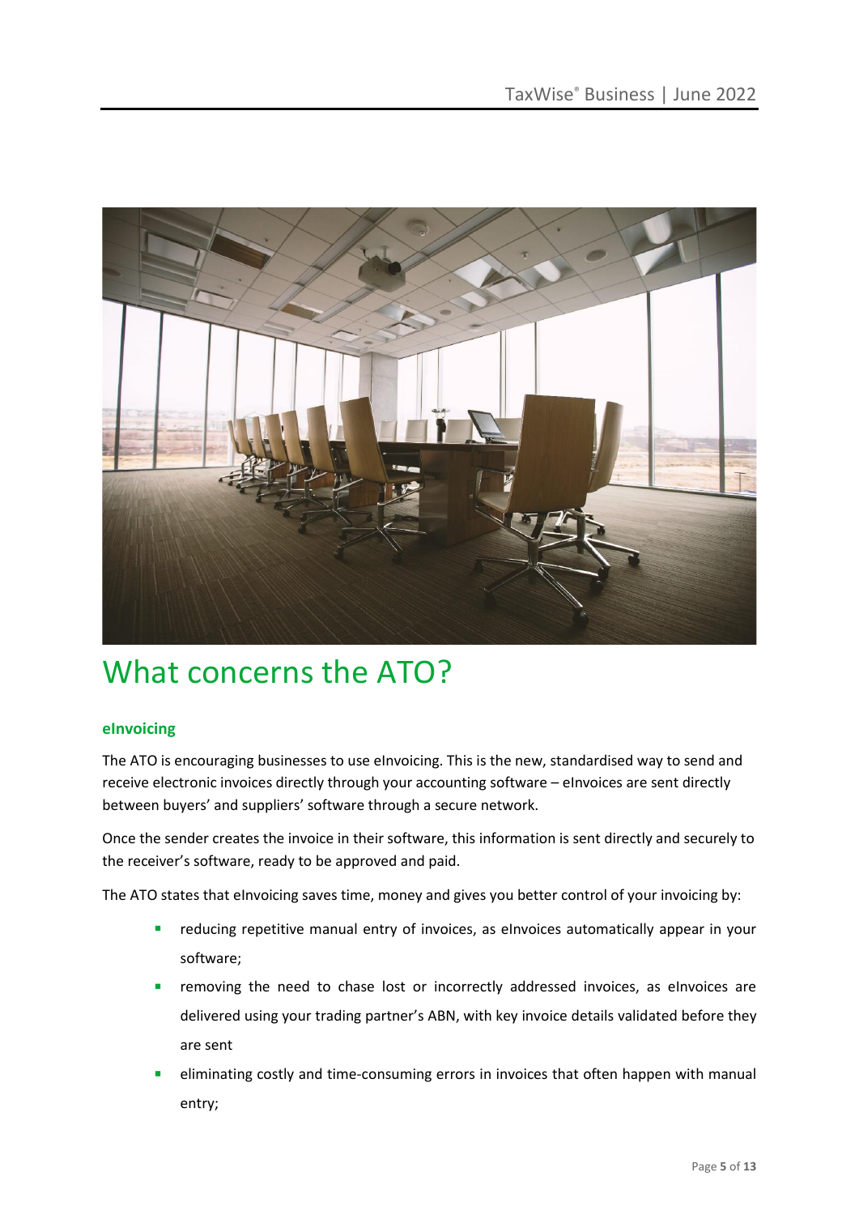# What concerns the ATO?

### eInvoicing

The ATO is encouraging businesses to use eInvoicing. This is the new, standardised way to send and receive electronic invoices directly through your accounting software – eInvoices are sent directly between buyers' and suppliers' software through a secure network.

Once the sender creates the invoice in their software, this information is sent directly and securely to the receiver's software, ready to be approved and paid.

The ATO states that eInvoicing saves time, money and gives you better control of your invoicing by:

- reducing repetitive manual entry of invoices, as eInvoices automatically appear in your software;
- removing the need to chase lost or incorrectly addressed invoices, as eInvoices are delivered using your trading partner's ABN, with key invoice details validated before they are sent
- eliminating costly and time-consuming errors in invoices that often happen with manual entry;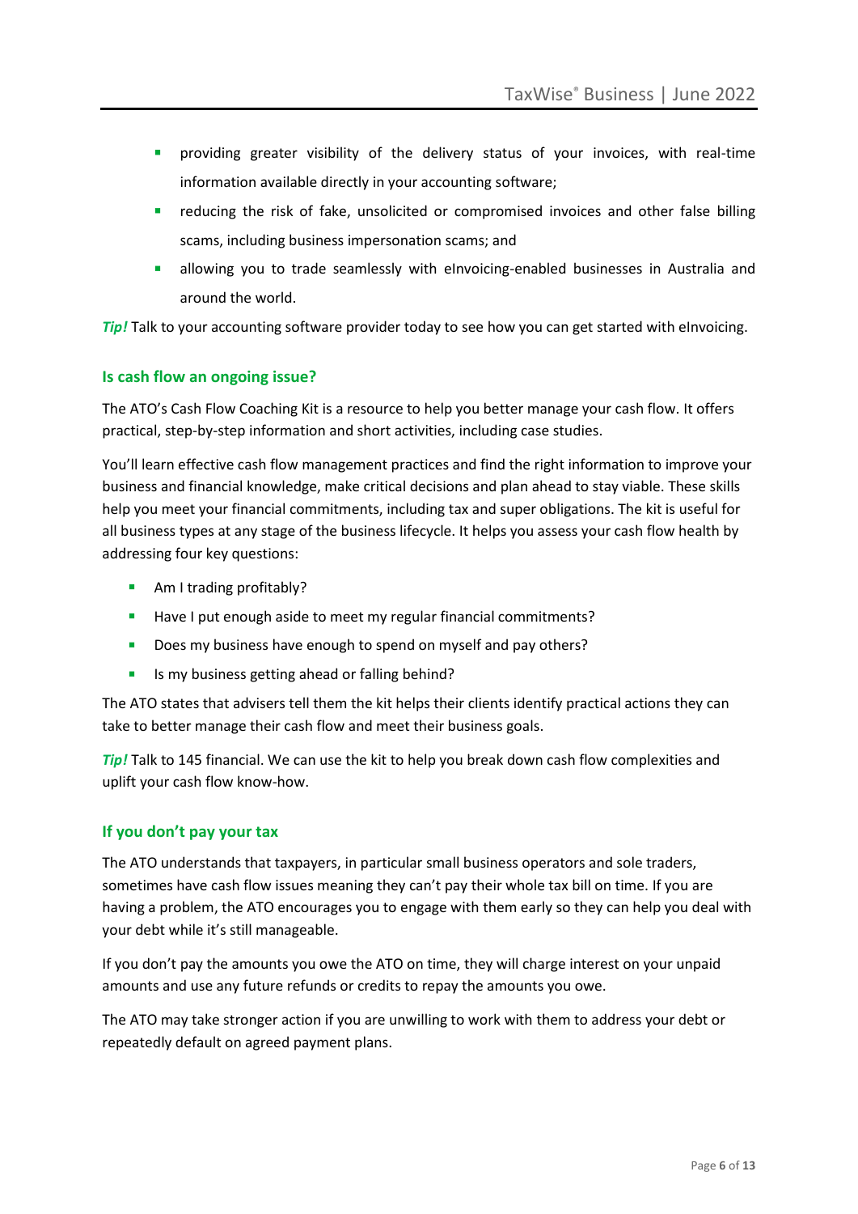- providing greater visibility of the delivery status of your invoices, with real-time information available directly in your accounting software;
- reducing the risk of fake, unsolicited or compromised invoices and other false billing scams, including business impersonation scams; and
- allowing you to trade seamlessly with eInvoicing-enabled businesses in Australia and around the world.

***Tip!*** Talk to your accounting software provider today to see how you can get started with eInvoicing.

## Is cash flow an ongoing issue?

The ATO's Cash Flow Coaching Kit is a resource to help you better manage your cash flow. It offers practical, step-by-step information and short activities, including case studies.

You'll learn effective cash flow management practices and find the right information to improve your business and financial knowledge, make critical decisions and plan ahead to stay viable. These skills help you meet your financial commitments, including tax and super obligations. The kit is useful for all business types at any stage of the business lifecycle. It helps you assess your cash flow health by addressing four key questions:

- Am I trading profitably?
- Have I put enough aside to meet my regular financial commitments?
- Does my business have enough to spend on myself and pay others?
- Is my business getting ahead or falling behind?

The ATO states that advisers tell them the kit helps their clients identify practical actions they can take to better manage their cash flow and meet their business goals.

***Tip!*** Talk to 145 financial. We can use the kit to help you break down cash flow complexities and uplift your cash flow know-how.

## If you don't pay your tax

The ATO understands that taxpayers, in particular small business operators and sole traders, sometimes have cash flow issues meaning they can't pay their whole tax bill on time. If you are having a problem, the ATO encourages you to engage with them early so they can help you deal with your debt while it's still manageable.

If you don't pay the amounts you owe the ATO on time, they will charge interest on your unpaid amounts and use any future refunds or credits to repay the amounts you owe.

The ATO may take stronger action if you are unwilling to work with them to address your debt or repeatedly default on agreed payment plans.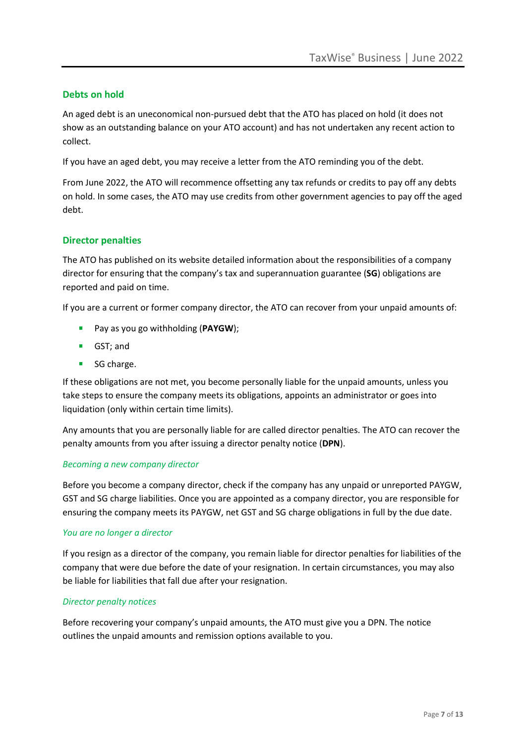## Debts on hold

An aged debt is an uneconomical non-pursued debt that the ATO has placed on hold (it does not show as an outstanding balance on your ATO account) and has not undertaken any recent action to collect.

If you have an aged debt, you may receive a letter from the ATO reminding you of the debt.

From June 2022, the ATO will recommence offsetting any tax refunds or credits to pay off any debts on hold. In some cases, the ATO may use credits from other government agencies to pay off the aged debt.

## Director penalties

The ATO has published on its website detailed information about the responsibilities of a company director for ensuring that the company's tax and superannuation guarantee (**SG**) obligations are reported and paid on time.

If you are a current or former company director, the ATO can recover from your unpaid amounts of:

- Pay as you go withholding (**PAYGW**);
- GST; and
- SG charge.

If these obligations are not met, you become personally liable for the unpaid amounts, unless you take steps to ensure the company meets its obligations, appoints an administrator or goes into liquidation (only within certain time limits).

Any amounts that you are personally liable for are called director penalties. The ATO can recover the penalty amounts from you after issuing a director penalty notice (**DPN**).

### *Becoming a new company director*

Before you become a company director, check if the company has any unpaid or unreported PAYGW, GST and SG charge liabilities. Once you are appointed as a company director, you are responsible for ensuring the company meets its PAYGW, net GST and SG charge obligations in full by the due date.

### *You are no longer a director*

If you resign as a director of the company, you remain liable for director penalties for liabilities of the company that were due before the date of your resignation. In certain circumstances, you may also be liable for liabilities that fall due after your resignation.

### *Director penalty notices*

Before recovering your company's unpaid amounts, the ATO must give you a DPN. The notice outlines the unpaid amounts and remission options available to you.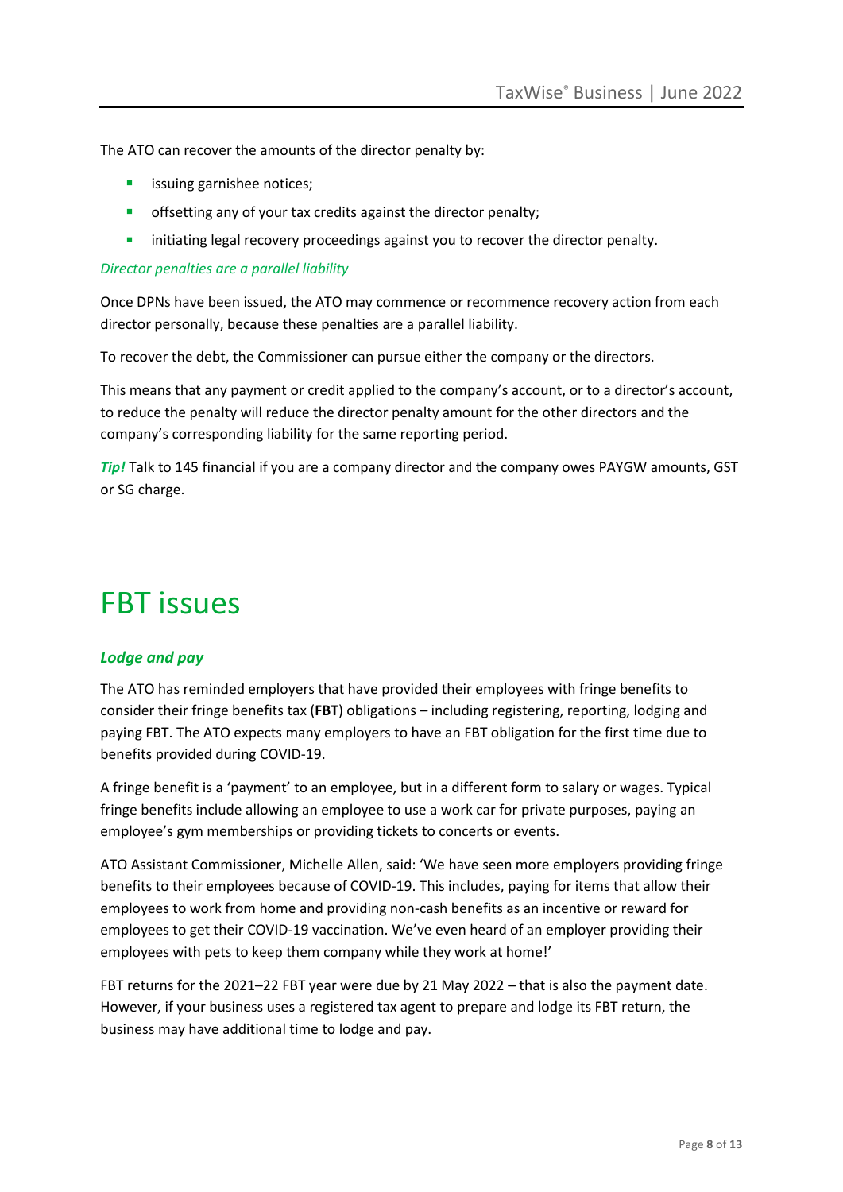The ATO can recover the amounts of the director penalty by:

- issuing garnishee notices;
- offsetting any of your tax credits against the director penalty;
- initiating legal recovery proceedings against you to recover the director penalty.

*Director penalties are a parallel liability*

Once DPNs have been issued, the ATO may commence or recommence recovery action from each director personally, because these penalties are a parallel liability.

To recover the debt, the Commissioner can pursue either the company or the directors.

This means that any payment or credit applied to the company's account, or to a director's account, to reduce the penalty will reduce the director penalty amount for the other directors and the company's corresponding liability for the same reporting period.

***Tip!*** Talk to 145 financial if you are a company director and the company owes PAYGW amounts, GST or SG charge.

# FBT issues

### *Lodge and pay*

The ATO has reminded employers that have provided their employees with fringe benefits to consider their fringe benefits tax (**FBT**) obligations – including registering, reporting, lodging and paying FBT. The ATO expects many employers to have an FBT obligation for the first time due to benefits provided during COVID-19.

A fringe benefit is a 'payment' to an employee, but in a different form to salary or wages. Typical fringe benefits include allowing an employee to use a work car for private purposes, paying an employee's gym memberships or providing tickets to concerts or events.

ATO Assistant Commissioner, Michelle Allen, said: 'We have seen more employers providing fringe benefits to their employees because of COVID-19. This includes, paying for items that allow their employees to work from home and providing non-cash benefits as an incentive or reward for employees to get their COVID-19 vaccination. We've even heard of an employer providing their employees with pets to keep them company while they work at home!'

FBT returns for the 2021–22 FBT year were due by 21 May 2022 – that is also the payment date. However, if your business uses a registered tax agent to prepare and lodge its FBT return, the business may have additional time to lodge and pay.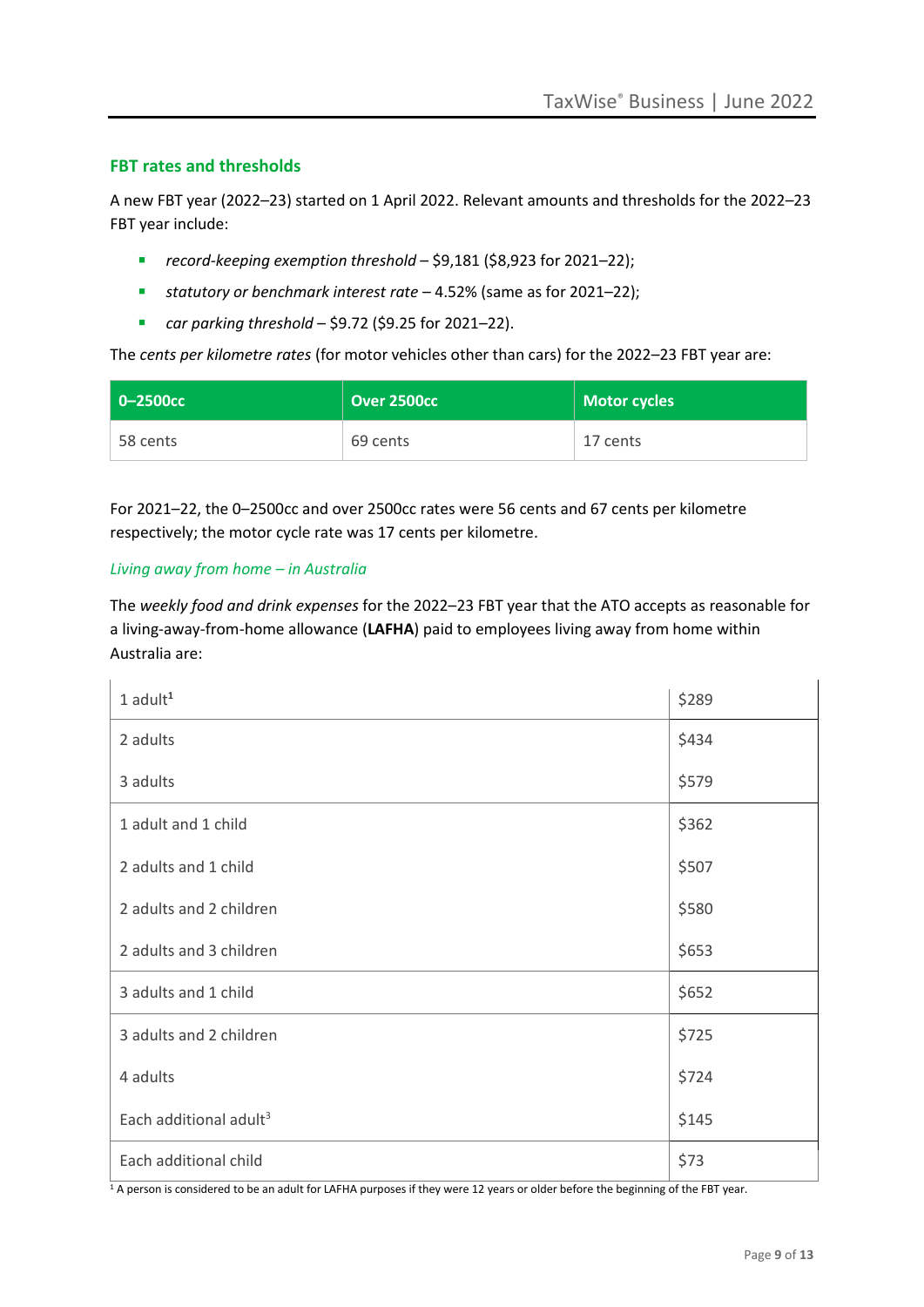## FBT rates and thresholds

A new FBT year (2022–23) started on 1 April 2022. Relevant amounts and thresholds for the 2022–23 FBT year include:

- *record-keeping exemption threshold* – $9,181 ($8,923 for 2021–22);
- *statutory or benchmark interest rate* – 4.52% (same as for 2021–22);
- *car parking threshold* – $9.72 ($9.25 for 2021–22).

The *cents per kilometre rates* (for motor vehicles other than cars) for the 2022–23 FBT year are:

| 0–2500cc | Over 2500cc | Motor cycles |
|---|---|---|
| 58 cents | 69 cents | 17 cents |

For 2021–22, the 0–2500cc and over 2500cc rates were 56 cents and 67 cents per kilometre respectively; the motor cycle rate was 17 cents per kilometre.

### *Living away from home – in Australia*

The *weekly food and drink expenses* for the 2022–23 FBT year that the ATO accepts as reasonable for a living-away-from-home allowance (**LAFHA**) paid to employees living away from home within Australia are:

| Household | Amount |
|---|---|
| 1 adult[1] | $289 |
| 2 adults | $434 |
| 3 adults | $579 |
| 1 adult and 1 child | $362 |
| 2 adults and 1 child | $507 |
| 2 adults and 2 children | $580 |
| 2 adults and 3 children | $653 |
| 3 adults and 1 child | $652 |
| 3 adults and 2 children | $725 |
| 4 adults | $724 |
| Each additional adult[3] | $145 |
| Each additional child | $73 |

[1] A person is considered to be an adult for LAFHA purposes if they were 12 years or older before the beginning of the FBT year.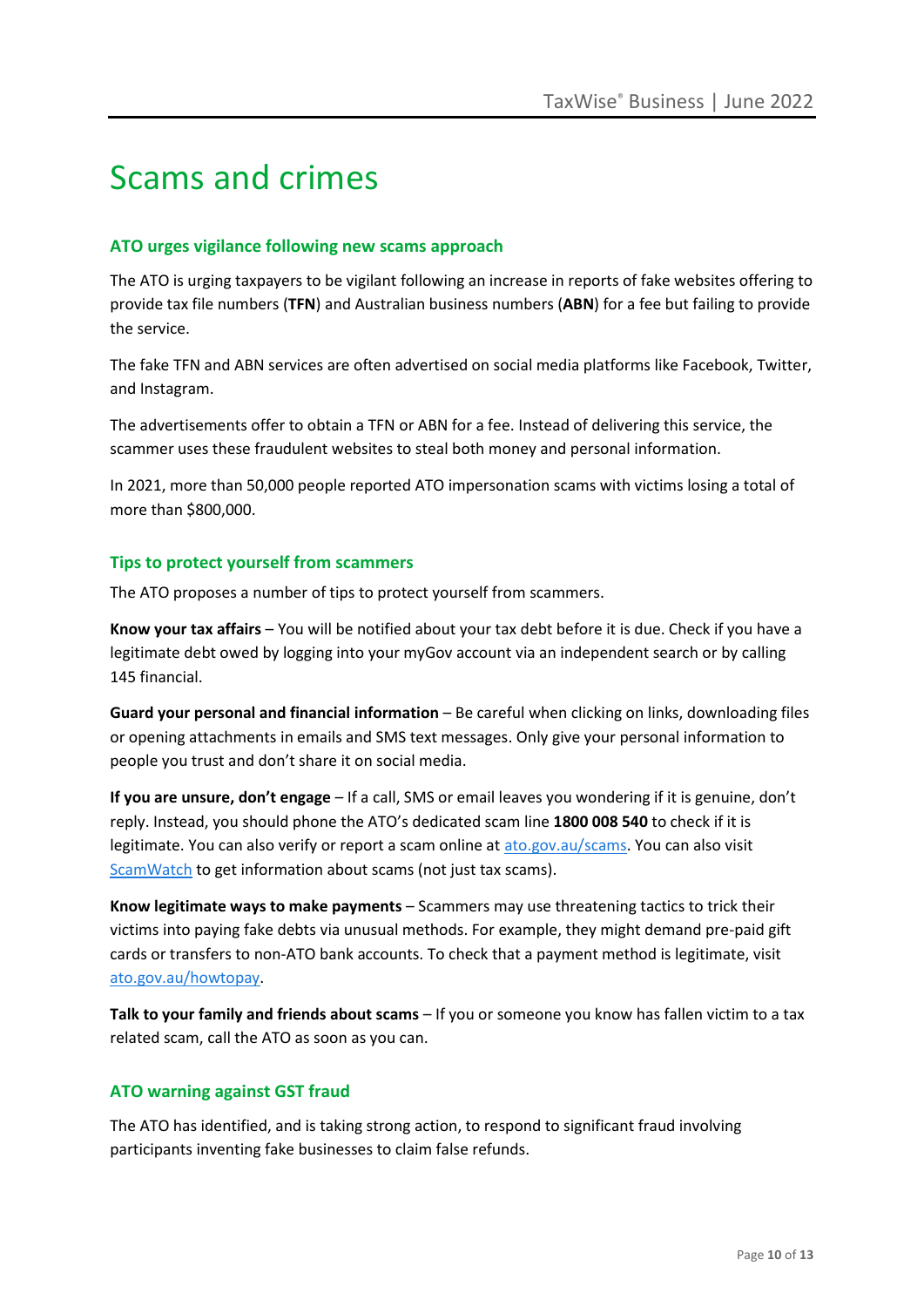# Scams and crimes

### ATO urges vigilance following new scams approach

The ATO is urging taxpayers to be vigilant following an increase in reports of fake websites offering to provide tax file numbers (**TFN**) and Australian business numbers (**ABN**) for a fee but failing to provide the service.

The fake TFN and ABN services are often advertised on social media platforms like Facebook, Twitter, and Instagram.

The advertisements offer to obtain a TFN or ABN for a fee. Instead of delivering this service, the scammer uses these fraudulent websites to steal both money and personal information.

In 2021, more than 50,000 people reported ATO impersonation scams with victims losing a total of more than $800,000.

### Tips to protect yourself from scammers

The ATO proposes a number of tips to protect yourself from scammers.

**Know your tax affairs** – You will be notified about your tax debt before it is due. Check if you have a legitimate debt owed by logging into your myGov account via an independent search or by calling 145 financial.

**Guard your personal and financial information** – Be careful when clicking on links, downloading files or opening attachments in emails and SMS text messages. Only give your personal information to people you trust and don't share it on social media.

**If you are unsure, don't engage** – If a call, SMS or email leaves you wondering if it is genuine, don't reply. Instead, you should phone the ATO's dedicated scam line **1800 008 540** to check if it is legitimate. You can also verify or report a scam online at ato.gov.au/scams. You can also visit ScamWatch to get information about scams (not just tax scams).

**Know legitimate ways to make payments** – Scammers may use threatening tactics to trick their victims into paying fake debts via unusual methods. For example, they might demand pre-paid gift cards or transfers to non-ATO bank accounts. To check that a payment method is legitimate, visit ato.gov.au/howtopay.

**Talk to your family and friends about scams** – If you or someone you know has fallen victim to a tax related scam, call the ATO as soon as you can.

### ATO warning against GST fraud

The ATO has identified, and is taking strong action, to respond to significant fraud involving participants inventing fake businesses to claim false refunds.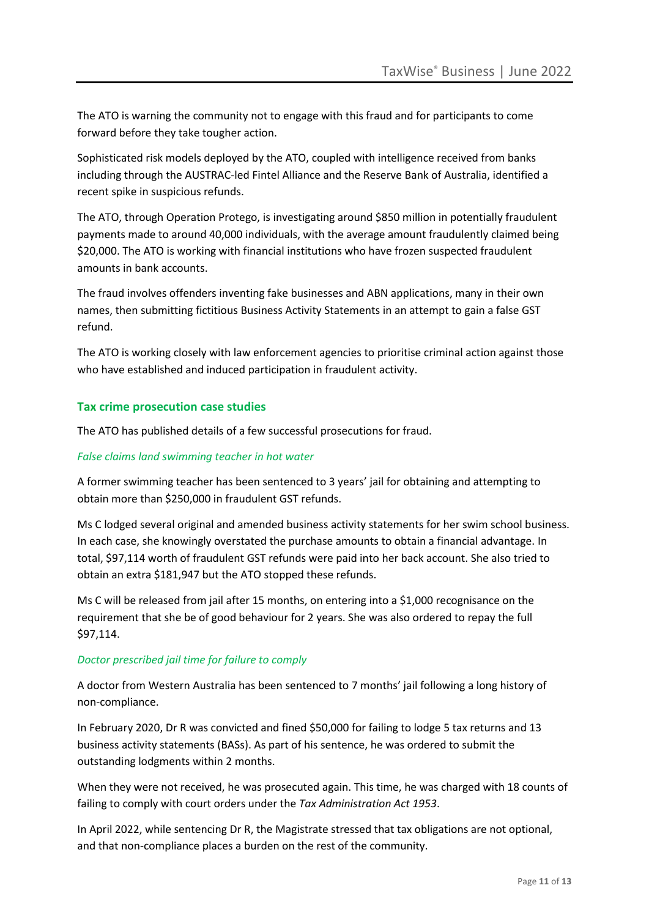The ATO is warning the community not to engage with this fraud and for participants to come forward before they take tougher action.

Sophisticated risk models deployed by the ATO, coupled with intelligence received from banks including through the AUSTRAC-led Fintel Alliance and the Reserve Bank of Australia, identified a recent spike in suspicious refunds.

The ATO, through Operation Protego, is investigating around $850 million in potentially fraudulent payments made to around 40,000 individuals, with the average amount fraudulently claimed being $20,000. The ATO is working with financial institutions who have frozen suspected fraudulent amounts in bank accounts.

The fraud involves offenders inventing fake businesses and ABN applications, many in their own names, then submitting fictitious Business Activity Statements in an attempt to gain a false GST refund.

The ATO is working closely with law enforcement agencies to prioritise criminal action against those who have established and induced participation in fraudulent activity.

### Tax crime prosecution case studies

The ATO has published details of a few successful prosecutions for fraud.

#### *False claims land swimming teacher in hot water*

A former swimming teacher has been sentenced to 3 years' jail for obtaining and attempting to obtain more than $250,000 in fraudulent GST refunds.

Ms C lodged several original and amended business activity statements for her swim school business. In each case, she knowingly overstated the purchase amounts to obtain a financial advantage. In total, $97,114 worth of fraudulent GST refunds were paid into her back account. She also tried to obtain an extra $181,947 but the ATO stopped these refunds.

Ms C will be released from jail after 15 months, on entering into a $1,000 recognisance on the requirement that she be of good behaviour for 2 years. She was also ordered to repay the full $97,114.

#### *Doctor prescribed jail time for failure to comply*

A doctor from Western Australia has been sentenced to 7 months' jail following a long history of non-compliance.

In February 2020, Dr R was convicted and fined $50,000 for failing to lodge 5 tax returns and 13 business activity statements (BASs). As part of his sentence, he was ordered to submit the outstanding lodgments within 2 months.

When they were not received, he was prosecuted again. This time, he was charged with 18 counts of failing to comply with court orders under the *Tax Administration Act 1953*.

In April 2022, while sentencing Dr R, the Magistrate stressed that tax obligations are not optional, and that non-compliance places a burden on the rest of the community.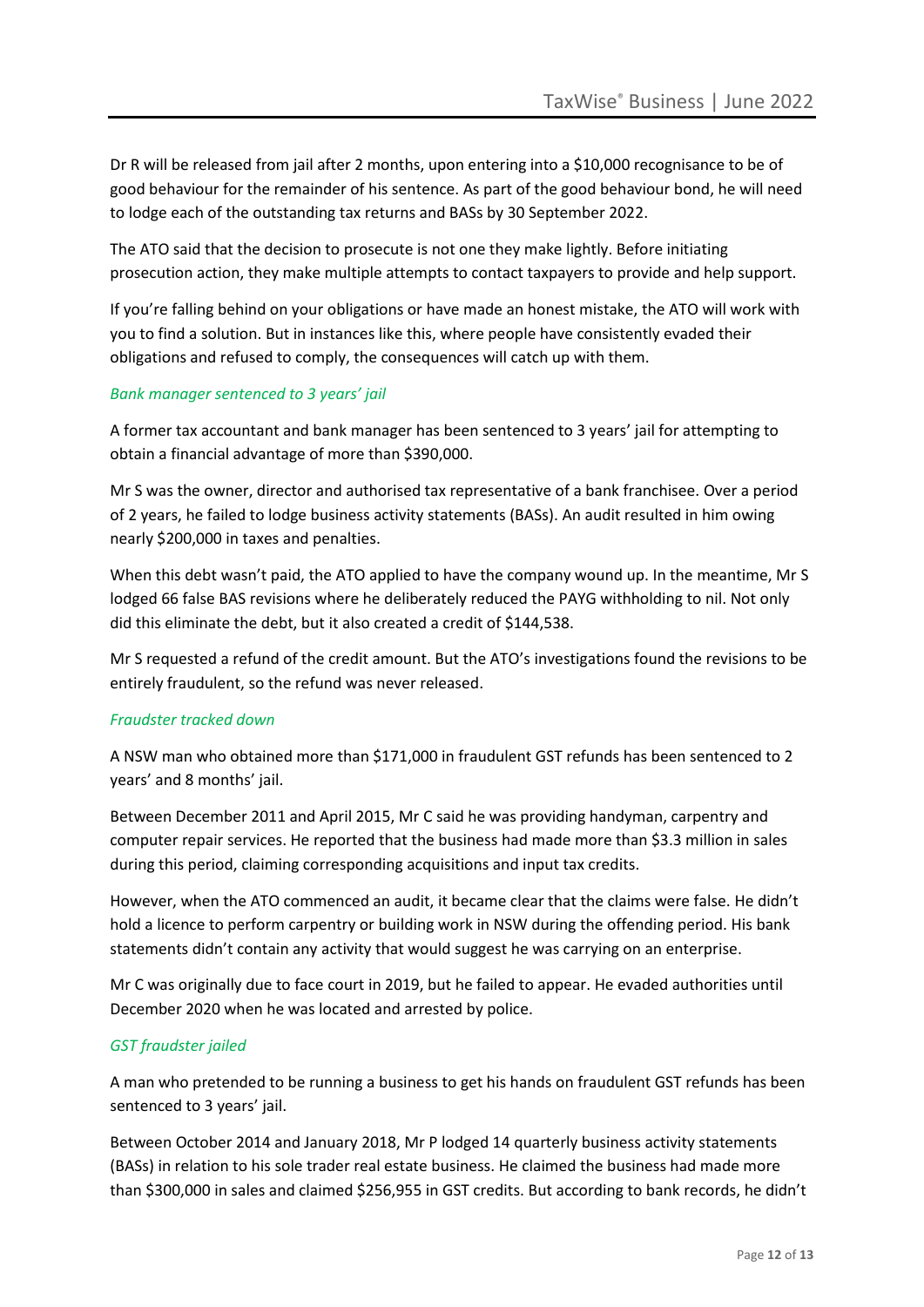Dr R will be released from jail after 2 months, upon entering into a $10,000 recognisance to be of good behaviour for the remainder of his sentence. As part of the good behaviour bond, he will need to lodge each of the outstanding tax returns and BASs by 30 September 2022.

The ATO said that the decision to prosecute is not one they make lightly. Before initiating prosecution action, they make multiple attempts to contact taxpayers to provide and help support.

If you're falling behind on your obligations or have made an honest mistake, the ATO will work with you to find a solution. But in instances like this, where people have consistently evaded their obligations and refused to comply, the consequences will catch up with them.

### *Bank manager sentenced to 3 years' jail*

A former tax accountant and bank manager has been sentenced to 3 years' jail for attempting to obtain a financial advantage of more than $390,000.

Mr S was the owner, director and authorised tax representative of a bank franchisee. Over a period of 2 years, he failed to lodge business activity statements (BASs). An audit resulted in him owing nearly $200,000 in taxes and penalties.

When this debt wasn't paid, the ATO applied to have the company wound up. In the meantime, Mr S lodged 66 false BAS revisions where he deliberately reduced the PAYG withholding to nil. Not only did this eliminate the debt, but it also created a credit of $144,538.

Mr S requested a refund of the credit amount. But the ATO's investigations found the revisions to be entirely fraudulent, so the refund was never released.

### *Fraudster tracked down*

A NSW man who obtained more than $171,000 in fraudulent GST refunds has been sentenced to 2 years' and 8 months' jail.

Between December 2011 and April 2015, Mr C said he was providing handyman, carpentry and computer repair services. He reported that the business had made more than $3.3 million in sales during this period, claiming corresponding acquisitions and input tax credits.

However, when the ATO commenced an audit, it became clear that the claims were false. He didn't hold a licence to perform carpentry or building work in NSW during the offending period. His bank statements didn't contain any activity that would suggest he was carrying on an enterprise.

Mr C was originally due to face court in 2019, but he failed to appear. He evaded authorities until December 2020 when he was located and arrested by police.

### *GST fraudster jailed*

A man who pretended to be running a business to get his hands on fraudulent GST refunds has been sentenced to 3 years' jail.

Between October 2014 and January 2018, Mr P lodged 14 quarterly business activity statements (BASs) in relation to his sole trader real estate business. He claimed the business had made more than $300,000 in sales and claimed $256,955 in GST credits. But according to bank records, he didn't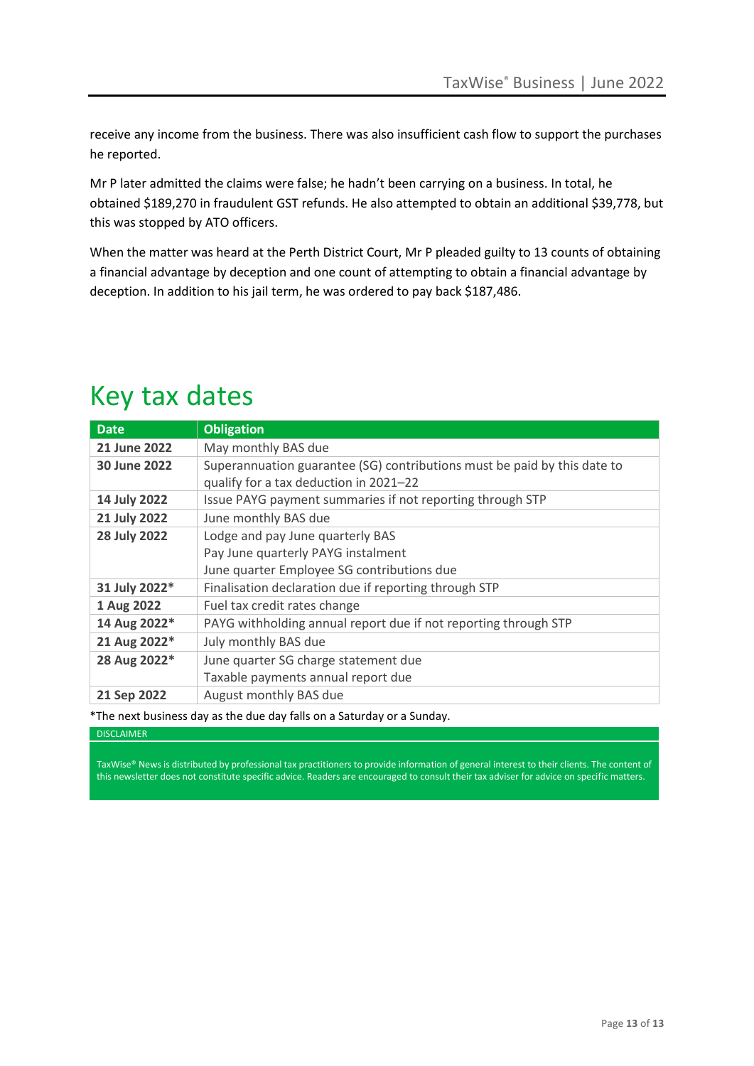receive any income from the business. There was also insufficient cash flow to support the purchases he reported.

Mr P later admitted the claims were false; he hadn't been carrying on a business. In total, he obtained $189,270 in fraudulent GST refunds. He also attempted to obtain an additional $39,778, but this was stopped by ATO officers.

When the matter was heard at the Perth District Court, Mr P pleaded guilty to 13 counts of obtaining a financial advantage by deception and one count of attempting to obtain a financial advantage by deception. In addition to his jail term, he was ordered to pay back $187,486.

# Key tax dates

| Date | Obligation |
|---|---|
| **21 June 2022** | May monthly BAS due |
| **30 June 2022** | Superannuation guarantee (SG) contributions must be paid by this date to qualify for a tax deduction in 2021–22 |
| **14 July 2022** | Issue PAYG payment summaries if not reporting through STP |
| **21 July 2022** | June monthly BAS due |
| **28 July 2022** | Lodge and pay June quarterly BAS<br>Pay June quarterly PAYG instalment<br>June quarter Employee SG contributions due |
| **31 July 2022*** | Finalisation declaration due if reporting through STP |
| **1 Aug 2022** | Fuel tax credit rates change |
| **14 Aug 2022*** | PAYG withholding annual report due if not reporting through STP |
| **21 Aug 2022*** | July monthly BAS due |
| **28 Aug 2022*** | June quarter SG charge statement due<br>Taxable payments annual report due |
| **21 Sep 2022** | August monthly BAS due |

*The next business day as the due day falls on a Saturday or a Sunday.

DISCLAIMER

TaxWise® News is distributed by professional tax practitioners to provide information of general interest to their clients. The content of this newsletter does not constitute specific advice. Readers are encouraged to consult their tax adviser for advice on specific matters.